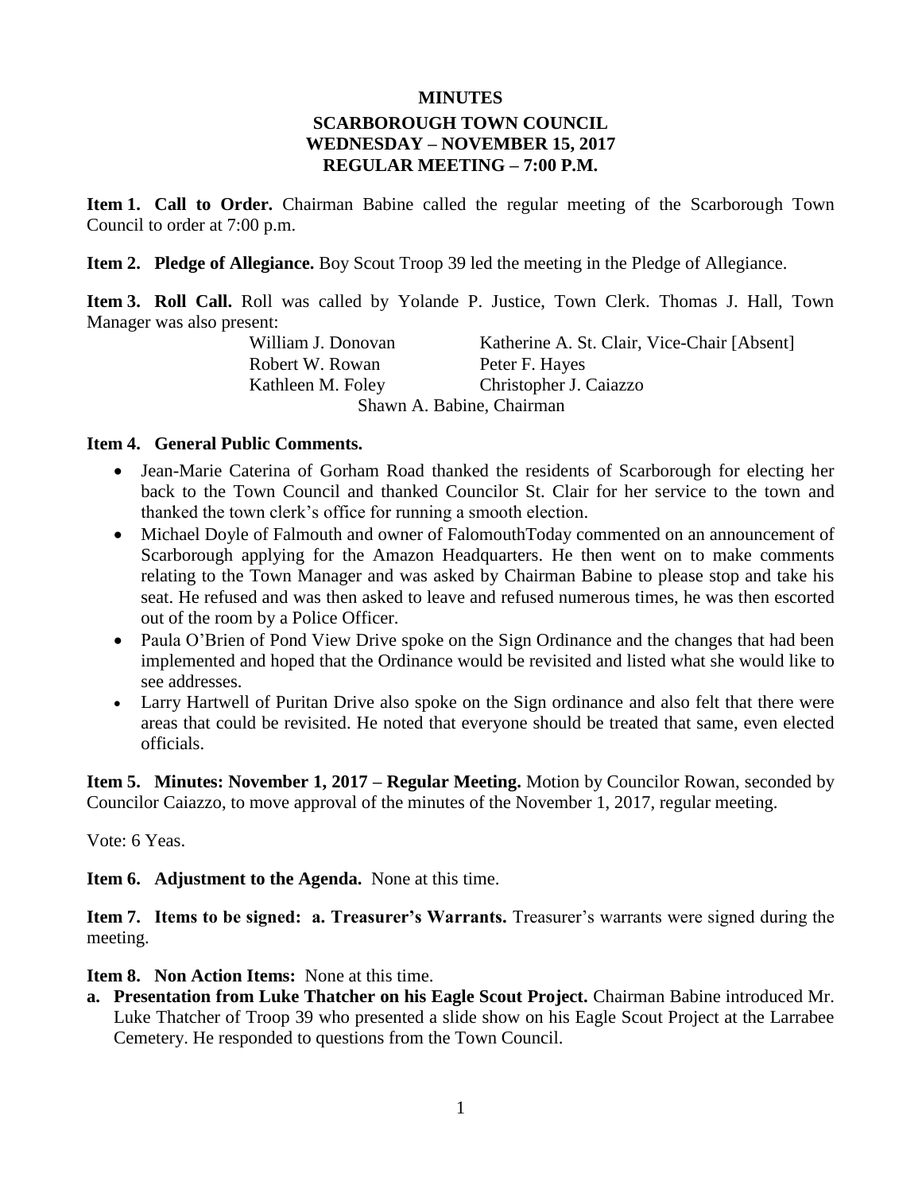# MINUTES

## SCARBOROUGH TOWN COUNCIL
## WEDNESDAY – NOVEMBER 15, 2017
## REGULAR MEETING – 7:00 P.M.

**Item 1. Call to Order.** Chairman Babine called the regular meeting of the Scarborough Town Council to order at 7:00 p.m.

**Item 2. Pledge of Allegiance.** Boy Scout Troop 39 led the meeting in the Pledge of Allegiance.

**Item 3. Roll Call.** Roll was called by Yolande P. Justice, Town Clerk. Thomas J. Hall, Town Manager was also present:

| | |
|---|---|
| William J. Donovan | Katherine A. St. Clair, Vice-Chair [Absent] |
| Robert W. Rowan | Peter F. Hayes |
| Kathleen M. Foley | Christopher J. Caiazzo |

Shawn A. Babine, Chairman

**Item 4. General Public Comments.**

- Jean-Marie Caterina of Gorham Road thanked the residents of Scarborough for electing her back to the Town Council and thanked Councilor St. Clair for her service to the town and thanked the town clerk's office for running a smooth election.
- Michael Doyle of Falmouth and owner of FalomouthToday commented on an announcement of Scarborough applying for the Amazon Headquarters. He then went on to make comments relating to the Town Manager and was asked by Chairman Babine to please stop and take his seat. He refused and was then asked to leave and refused numerous times, he was then escorted out of the room by a Police Officer.
- Paula O'Brien of Pond View Drive spoke on the Sign Ordinance and the changes that had been implemented and hoped that the Ordinance would be revisited and listed what she would like to see addresses.
- Larry Hartwell of Puritan Drive also spoke on the Sign ordinance and also felt that there were areas that could be revisited. He noted that everyone should be treated that same, even elected officials.

**Item 5. Minutes: November 1, 2017 – Regular Meeting.** Motion by Councilor Rowan, seconded by Councilor Caiazzo, to move approval of the minutes of the November 1, 2017, regular meeting.

Vote: 6 Yeas.

**Item 6. Adjustment to the Agenda.** None at this time.

**Item 7. Items to be signed: a. Treasurer's Warrants.** Treasurer's warrants were signed during the meeting.

**Item 8. Non Action Items:** None at this time.

**a. Presentation from Luke Thatcher on his Eagle Scout Project.** Chairman Babine introduced Mr. Luke Thatcher of Troop 39 who presented a slide show on his Eagle Scout Project at the Larrabee Cemetery. He responded to questions from the Town Council.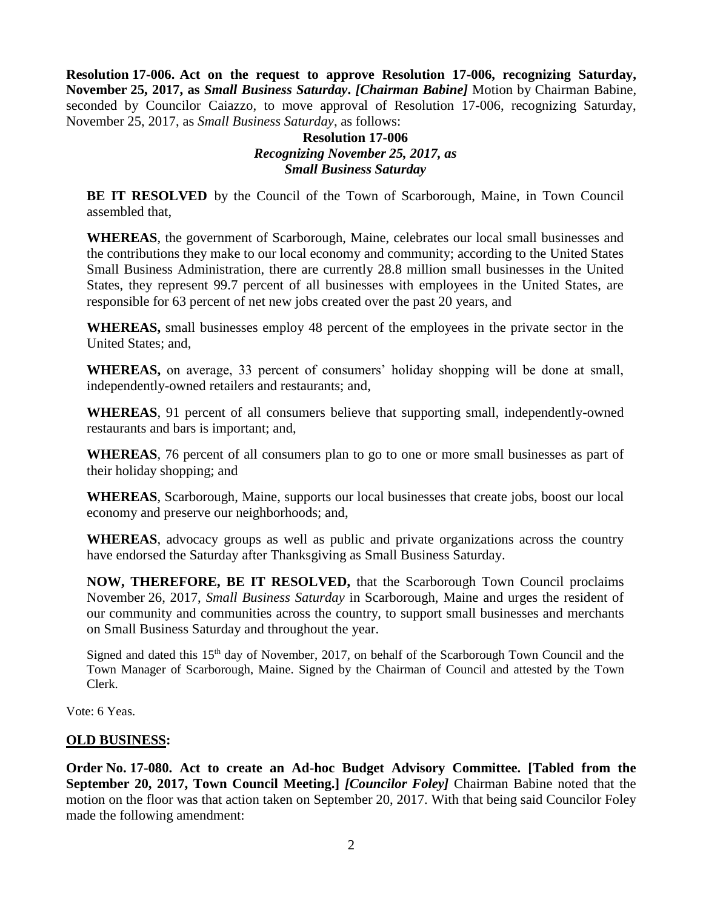**Resolution 17-006. Act on the request to approve Resolution 17-006, recognizing Saturday, November 25, 2017, as *Small Business Saturday*. *[Chairman Babine]*** Motion by Chairman Babine, seconded by Councilor Caiazzo, to move approval of Resolution 17-006, recognizing Saturday, November 25, 2017, as *Small Business Saturday*, as follows:

**Resolution 17-006**
***Recognizing November 25, 2017, as***
***Small Business Saturday***

**BE IT RESOLVED** by the Council of the Town of Scarborough, Maine, in Town Council assembled that,

**WHEREAS**, the government of Scarborough, Maine, celebrates our local small businesses and the contributions they make to our local economy and community; according to the United States Small Business Administration, there are currently 28.8 million small businesses in the United States, they represent 99.7 percent of all businesses with employees in the United States, are responsible for 63 percent of net new jobs created over the past 20 years, and

**WHEREAS,** small businesses employ 48 percent of the employees in the private sector in the United States; and,

**WHEREAS,** on average, 33 percent of consumers' holiday shopping will be done at small, independently-owned retailers and restaurants; and,

**WHEREAS**, 91 percent of all consumers believe that supporting small, independently-owned restaurants and bars is important; and,

**WHEREAS**, 76 percent of all consumers plan to go to one or more small businesses as part of their holiday shopping; and

**WHEREAS**, Scarborough, Maine, supports our local businesses that create jobs, boost our local economy and preserve our neighborhoods; and,

**WHEREAS**, advocacy groups as well as public and private organizations across the country have endorsed the Saturday after Thanksgiving as Small Business Saturday.

**NOW, THEREFORE, BE IT RESOLVED,** that the Scarborough Town Council proclaims November 26, 2017, *Small Business Saturday* in Scarborough, Maine and urges the resident of our community and communities across the country, to support small businesses and merchants on Small Business Saturday and throughout the year.

Signed and dated this 15th day of November, 2017, on behalf of the Scarborough Town Council and the Town Manager of Scarborough, Maine. Signed by the Chairman of Council and attested by the Town Clerk.

Vote: 6 Yeas.

## OLD BUSINESS:

**Order No. 17-080. Act to create an Ad-hoc Budget Advisory Committee. [Tabled from the September 20, 2017, Town Council Meeting.] *[Councilor Foley]*** Chairman Babine noted that the motion on the floor was that action taken on September 20, 2017. With that being said Councilor Foley made the following amendment: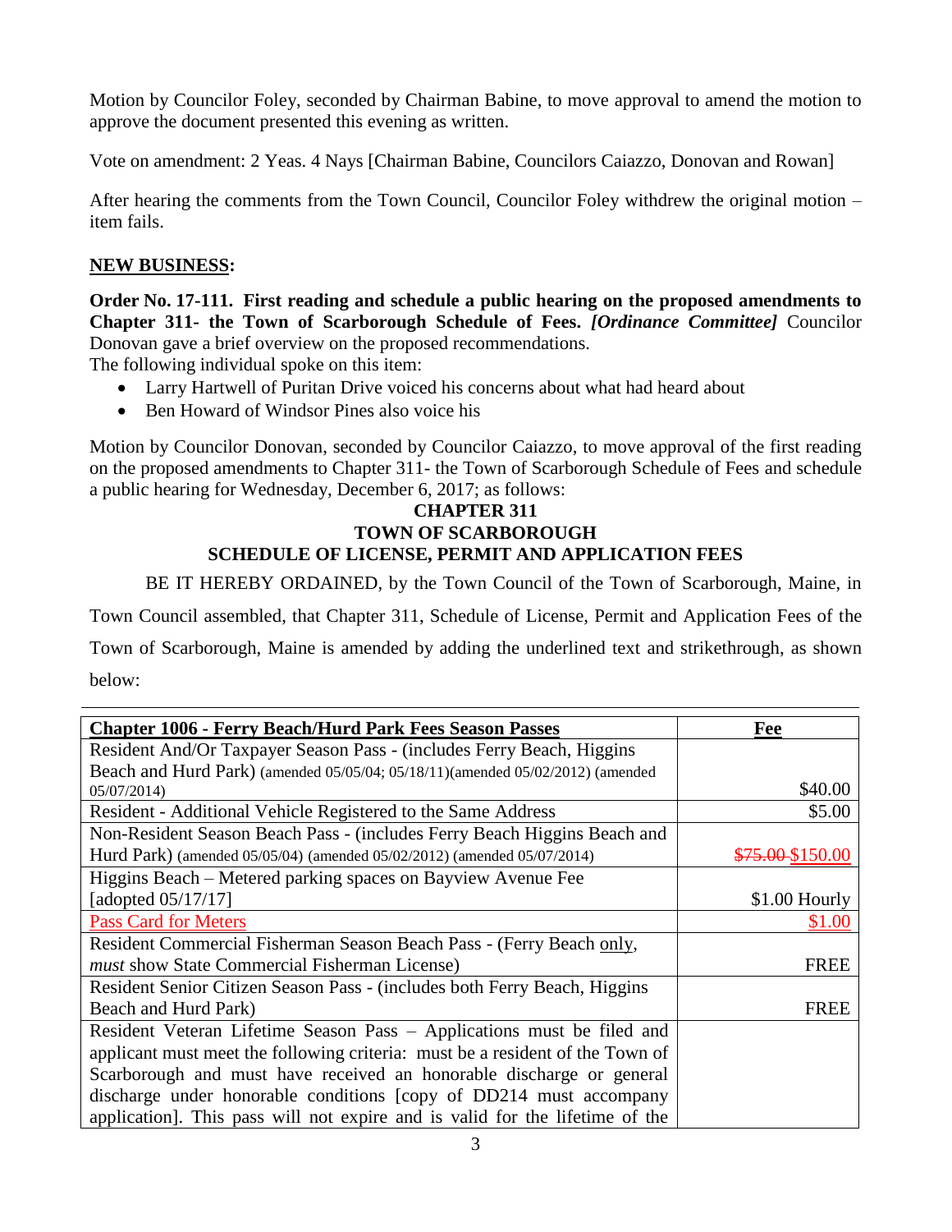Motion by Councilor Foley, seconded by Chairman Babine, to move approval to amend the motion to approve the document presented this evening as written.

Vote on amendment: 2 Yeas. 4 Nays [Chairman Babine, Councilors Caiazzo, Donovan and Rowan]

After hearing the comments from the Town Council, Councilor Foley withdrew the original motion – item fails.

**NEW BUSINESS:**

**Order No. 17-111. First reading and schedule a public hearing on the proposed amendments to Chapter 311- the Town of Scarborough Schedule of Fees.** ***[Ordinance Committee]*** Councilor Donovan gave a brief overview on the proposed recommendations.

The following individual spoke on this item:

- Larry Hartwell of Puritan Drive voiced his concerns about what had heard about
- Ben Howard of Windsor Pines also voice his

Motion by Councilor Donovan, seconded by Councilor Caiazzo, to move approval of the first reading on the proposed amendments to Chapter 311- the Town of Scarborough Schedule of Fees and schedule a public hearing for Wednesday, December 6, 2017; as follows:

**CHAPTER 311**
**TOWN OF SCARBOROUGH**
**SCHEDULE OF LICENSE, PERMIT AND APPLICATION FEES**

BE IT HEREBY ORDAINED, by the Town Council of the Town of Scarborough, Maine, in Town Council assembled, that Chapter 311, Schedule of License, Permit and Application Fees of the Town of Scarborough, Maine is amended by adding the underlined text and strikethrough, as shown below:

| **Chapter 1006 - Ferry Beach/Hurd Park Fees Season Passes** | **Fee** |
|---|---|
| Resident And/Or Taxpayer Season Pass - (includes Ferry Beach, Higgins Beach and Hurd Park) (amended 05/05/04; 05/18/11)(amended 05/02/2012) (amended 05/07/2014) | $40.00 |
| Resident - Additional Vehicle Registered to the Same Address | $5.00 |
| Non-Resident Season Beach Pass - (includes Ferry Beach Higgins Beach and Hurd Park) (amended 05/05/04) (amended 05/02/2012) (amended 05/07/2014) | ~~$75.00~~ $150.00 |
| Higgins Beach – Metered parking spaces on Bayview Avenue Fee [adopted 05/17/17] | $1.00 Hourly |
| Pass Card for Meters | $1.00 |
| Resident Commercial Fisherman Season Beach Pass - (Ferry Beach only, *must* show State Commercial Fisherman License) | FREE |
| Resident Senior Citizen Season Pass - (includes both Ferry Beach, Higgins Beach and Hurd Park) | FREE |
| Resident Veteran Lifetime Season Pass – Applications must be filed and applicant must meet the following criteria: must be a resident of the Town of Scarborough and must have received an honorable discharge or general discharge under honorable conditions [copy of DD214 must accompany application]. This pass will not expire and is valid for the lifetime of the | |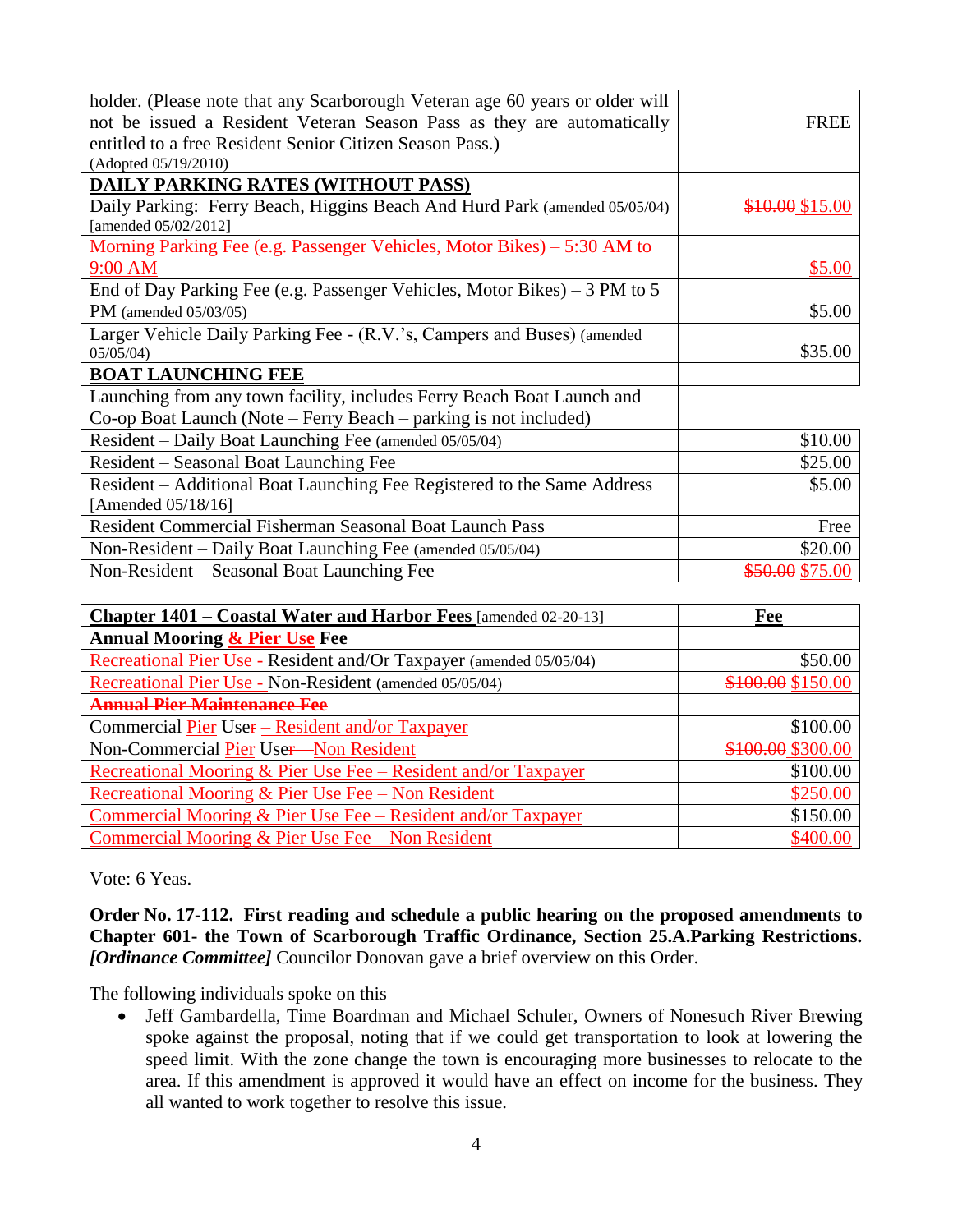| | |
|---|---|
| holder. (Please note that any Scarborough Veteran age 60 years or older will not be issued a Resident Veteran Season Pass as they are automatically entitled to a free Resident Senior Citizen Season Pass.) (Adopted 05/19/2010) | FREE |
| **DAILY PARKING RATES (WITHOUT PASS)** | |
| Daily Parking: Ferry Beach, Higgins Beach And Hurd Park (amended 05/05/04) [amended 05/02/2012] | ~~$10.00~~ $15.00 |
| Morning Parking Fee (e.g. Passenger Vehicles, Motor Bikes) – 5:30 AM to 9:00 AM | $5.00 |
| End of Day Parking Fee (e.g. Passenger Vehicles, Motor Bikes) – 3 PM to 5 PM (amended 05/03/05) | $5.00 |
| Larger Vehicle Daily Parking Fee - (R.V.'s, Campers and Buses) (amended 05/05/04) | $35.00 |
| **BOAT LAUNCHING FEE** | |
| Launching from any town facility, includes Ferry Beach Boat Launch and Co-op Boat Launch (Note – Ferry Beach – parking is not included) | |
| Resident – Daily Boat Launching Fee (amended 05/05/04) | $10.00 |
| Resident – Seasonal Boat Launching Fee | $25.00 |
| Resident – Additional Boat Launching Fee Registered to the Same Address [Amended 05/18/16] | $5.00 |
| Resident Commercial Fisherman Seasonal Boat Launch Pass | Free |
| Non-Resident – Daily Boat Launching Fee (amended 05/05/04) | $20.00 |
| Non-Resident – Seasonal Boat Launching Fee | ~~$50.00~~ $75.00 |

| **Chapter 1401 – Coastal Water and Harbor Fees** [amended 02-20-13] | **Fee** |
|---|---|
| **Annual Mooring & Pier Use Fee** | |
| Recreational Pier Use - Resident and/Or Taxpayer (amended 05/05/04) | $50.00 |
| Recreational Pier Use - Non-Resident (amended 05/05/04) | ~~$100.00~~ $150.00 |
| ~~**Annual Pier Maintenance Fee**~~ | |
| Commercial Pier User – Resident and/or Taxpayer | $100.00 |
| Non-Commercial Pier User—Non Resident | ~~$100.00~~ $300.00 |
| Recreational Mooring & Pier Use Fee – Resident and/or Taxpayer | $100.00 |
| Recreational Mooring & Pier Use Fee – Non Resident | $250.00 |
| Commercial Mooring & Pier Use Fee – Resident and/or Taxpayer | $150.00 |
| Commercial Mooring & Pier Use Fee – Non Resident | $400.00 |

Vote: 6 Yeas.

**Order No. 17-112. First reading and schedule a public hearing on the proposed amendments to Chapter 601- the Town of Scarborough Traffic Ordinance, Section 25.A.Parking Restrictions.** ***[Ordinance Committee]*** Councilor Donovan gave a brief overview on this Order.

The following individuals spoke on this

- Jeff Gambardella, Time Boardman and Michael Schuler, Owners of Nonesuch River Brewing spoke against the proposal, noting that if we could get transportation to look at lowering the speed limit. With the zone change the town is encouraging more businesses to relocate to the area. If this amendment is approved it would have an effect on income for the business. They all wanted to work together to resolve this issue.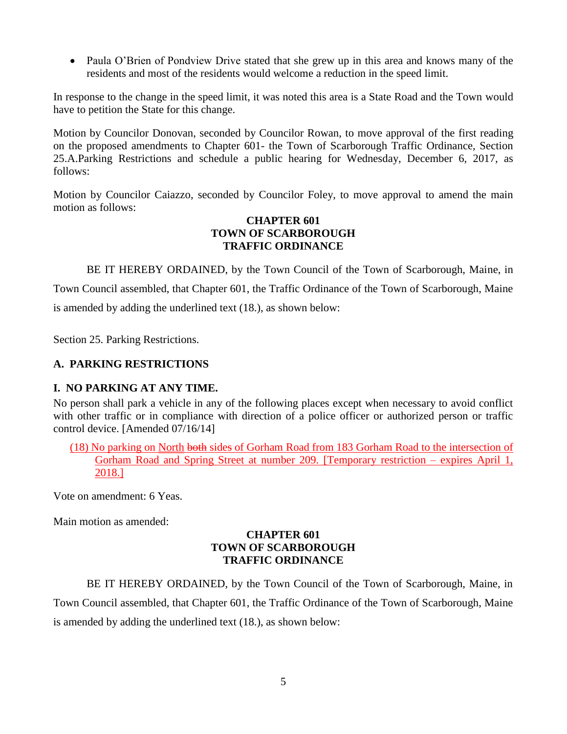- Paula O'Brien of Pondview Drive stated that she grew up in this area and knows many of the residents and most of the residents would welcome a reduction in the speed limit.

In response to the change in the speed limit, it was noted this area is a State Road and the Town would have to petition the State for this change.

Motion by Councilor Donovan, seconded by Councilor Rowan, to move approval of the first reading on the proposed amendments to Chapter 601- the Town of Scarborough Traffic Ordinance, Section 25.A.Parking Restrictions and schedule a public hearing for Wednesday, December 6, 2017, as follows:

Motion by Councilor Caiazzo, seconded by Councilor Foley, to move approval to amend the main motion as follows:

**CHAPTER 601**
**TOWN OF SCARBOROUGH**
**TRAFFIC ORDINANCE**

BE IT HEREBY ORDAINED, by the Town Council of the Town of Scarborough, Maine, in Town Council assembled, that Chapter 601, the Traffic Ordinance of the Town of Scarborough, Maine is amended by adding the underlined text (18.), as shown below:

Section 25. Parking Restrictions.

**A. PARKING RESTRICTIONS**

**I. NO PARKING AT ANY TIME.**

No person shall park a vehicle in any of the following places except when necessary to avoid conflict with other traffic or in compliance with direction of a police officer or authorized person or traffic control device. [Amended 07/16/14]

(18) No parking on North ~~both~~ sides of Gorham Road from 183 Gorham Road to the intersection of Gorham Road and Spring Street at number 209. [Temporary restriction – expires April 1, 2018.]

Vote on amendment: 6 Yeas.

Main motion as amended:

**CHAPTER 601**
**TOWN OF SCARBOROUGH**
**TRAFFIC ORDINANCE**

BE IT HEREBY ORDAINED, by the Town Council of the Town of Scarborough, Maine, in Town Council assembled, that Chapter 601, the Traffic Ordinance of the Town of Scarborough, Maine is amended by adding the underlined text (18.), as shown below: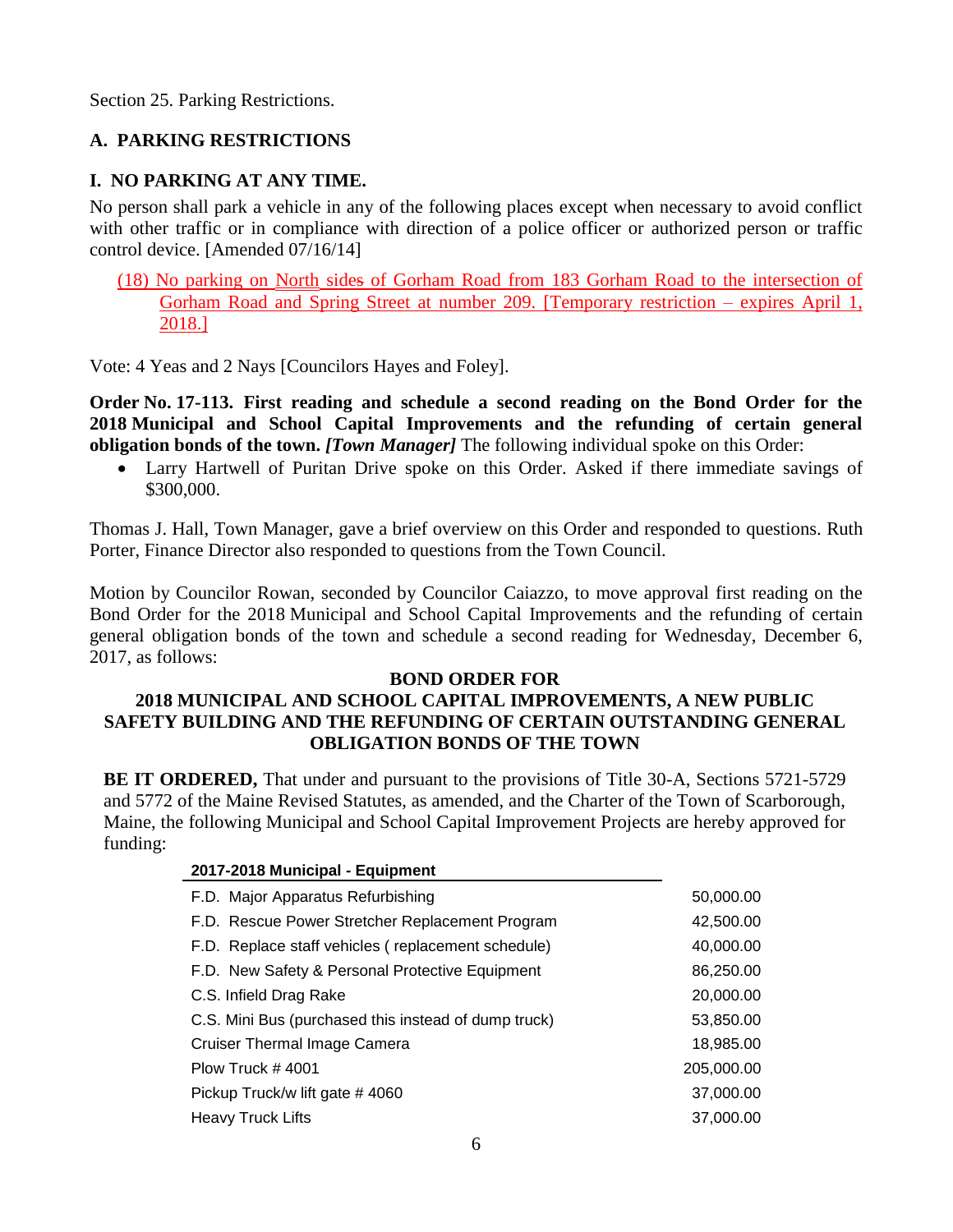Section 25. Parking Restrictions.

**A. PARKING RESTRICTIONS**

**I. NO PARKING AT ANY TIME.**

No person shall park a vehicle in any of the following places except when necessary to avoid conflict with other traffic or in compliance with direction of a police officer or authorized person or traffic control device. [Amended 07/16/14]

(18) No parking on North sides of Gorham Road from 183 Gorham Road to the intersection of Gorham Road and Spring Street at number 209. [Temporary restriction – expires April 1, 2018.]

Vote: 4 Yeas and 2 Nays [Councilors Hayes and Foley].

**Order No. 17-113. First reading and schedule a second reading on the Bond Order for the 2018 Municipal and School Capital Improvements and the refunding of certain general obligation bonds of the town.** ***[Town Manager]*** The following individual spoke on this Order:

- Larry Hartwell of Puritan Drive spoke on this Order. Asked if there immediate savings of $300,000.

Thomas J. Hall, Town Manager, gave a brief overview on this Order and responded to questions. Ruth Porter, Finance Director also responded to questions from the Town Council.

Motion by Councilor Rowan, seconded by Councilor Caiazzo, to move approval first reading on the Bond Order for the 2018 Municipal and School Capital Improvements and the refunding of certain general obligation bonds of the town and schedule a second reading for Wednesday, December 6, 2017, as follows:

**BOND ORDER FOR**
**2018 MUNICIPAL AND SCHOOL CAPITAL IMPROVEMENTS, A NEW PUBLIC SAFETY BUILDING AND THE REFUNDING OF CERTAIN OUTSTANDING GENERAL OBLIGATION BONDS OF THE TOWN**

**BE IT ORDERED,** That under and pursuant to the provisions of Title 30-A, Sections 5721-5729 and 5772 of the Maine Revised Statutes, as amended, and the Charter of the Town of Scarborough, Maine, the following Municipal and School Capital Improvement Projects are hereby approved for funding:

| 2017-2018 Municipal - Equipment | |
|---|---|
| F.D. Major Apparatus Refurbishing | 50,000.00 |
| F.D. Rescue Power Stretcher Replacement Program | 42,500.00 |
| F.D. Replace staff vehicles ( replacement schedule) | 40,000.00 |
| F.D. New Safety & Personal Protective Equipment | 86,250.00 |
| C.S. Infield Drag Rake | 20,000.00 |
| C.S. Mini Bus (purchased this instead of dump truck) | 53,850.00 |
| Cruiser Thermal Image Camera | 18,985.00 |
| Plow Truck # 4001 | 205,000.00 |
| Pickup Truck/w lift gate # 4060 | 37,000.00 |
| Heavy Truck Lifts | 37,000.00 |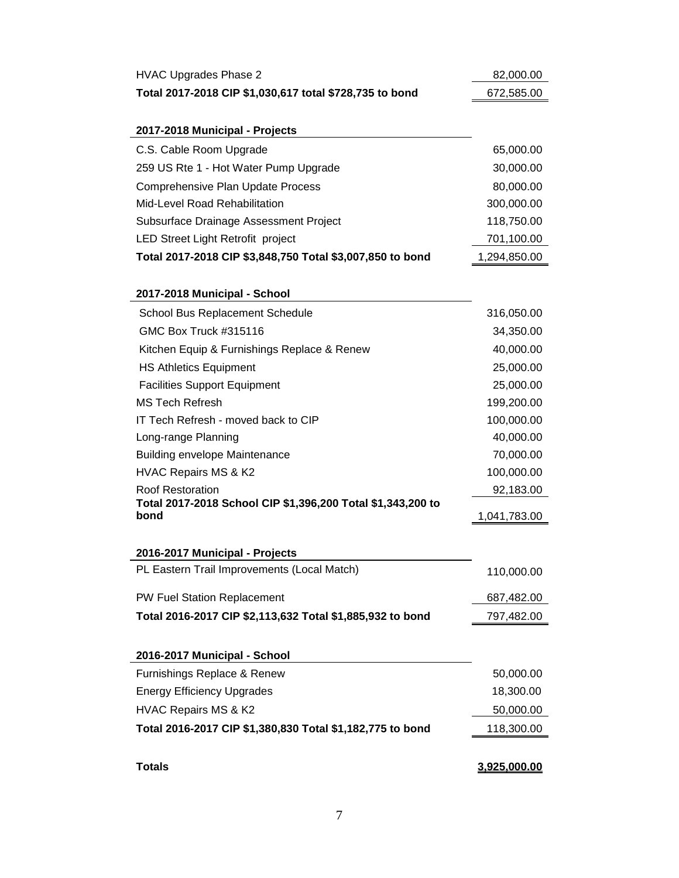| | |
|---|---|
| HVAC Upgrades Phase 2 | 82,000.00 |
| **Total 2017-2018 CIP $1,030,617 total $728,735 to bond** | 672,585.00 |

| **2017-2018 Municipal - Projects** | |
|---|---|
| C.S. Cable Room Upgrade | 65,000.00 |
| 259 US Rte 1 - Hot Water Pump Upgrade | 30,000.00 |
| Comprehensive Plan Update Process | 80,000.00 |
| Mid-Level Road Rehabilitation | 300,000.00 |
| Subsurface Drainage Assessment Project | 118,750.00 |
| LED Street Light Retrofit project | 701,100.00 |
| **Total 2017-2018 CIP $3,848,750 Total $3,007,850 to bond** | 1,294,850.00 |

| **2017-2018 Municipal - School** | |
|---|---|
| School Bus Replacement Schedule | 316,050.00 |
| GMC Box Truck #315116 | 34,350.00 |
| Kitchen Equip & Furnishings Replace & Renew | 40,000.00 |
| HS Athletics Equipment | 25,000.00 |
| Facilities Support Equipment | 25,000.00 |
| MS Tech Refresh | 199,200.00 |
| IT Tech Refresh - moved back to CIP | 100,000.00 |
| Long-range Planning | 40,000.00 |
| Building envelope Maintenance | 70,000.00 |
| HVAC Repairs MS & K2 | 100,000.00 |
| Roof Restoration | 92,183.00 |
| **Total 2017-2018 School CIP $1,396,200 Total $1,343,200 to bond** | 1,041,783.00 |

| **2016-2017 Municipal - Projects** | |
|---|---|
| PL Eastern Trail Improvements (Local Match) | 110,000.00 |
| PW Fuel Station Replacement | 687,482.00 |
| **Total 2016-2017 CIP $2,113,632 Total $1,885,932 to bond** | 797,482.00 |

| **2016-2017 Municipal - School** | |
|---|---|
| Furnishings Replace & Renew | 50,000.00 |
| Energy Efficiency Upgrades | 18,300.00 |
| HVAC Repairs MS & K2 | 50,000.00 |
| **Total 2016-2017 CIP $1,380,830 Total $1,182,775 to bond** | 118,300.00 |

| | |
|---|---|
| **Totals** | **3,925,000.00** |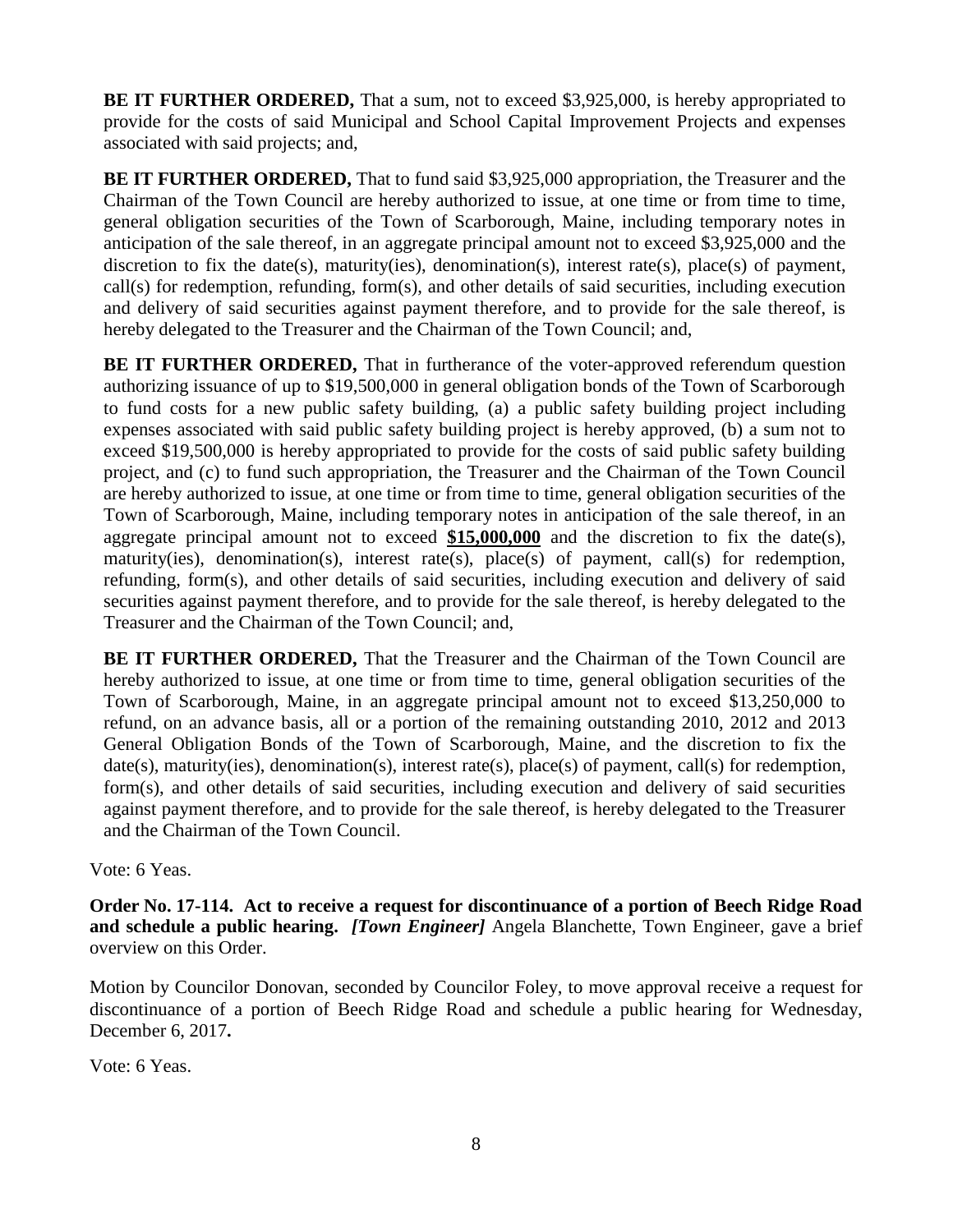**BE IT FURTHER ORDERED,** That a sum, not to exceed $3,925,000, is hereby appropriated to provide for the costs of said Municipal and School Capital Improvement Projects and expenses associated with said projects; and,

**BE IT FURTHER ORDERED,** That to fund said $3,925,000 appropriation, the Treasurer and the Chairman of the Town Council are hereby authorized to issue, at one time or from time to time, general obligation securities of the Town of Scarborough, Maine, including temporary notes in anticipation of the sale thereof, in an aggregate principal amount not to exceed $3,925,000 and the discretion to fix the date(s), maturity(ies), denomination(s), interest rate(s), place(s) of payment, call(s) for redemption, refunding, form(s), and other details of said securities, including execution and delivery of said securities against payment therefore, and to provide for the sale thereof, is hereby delegated to the Treasurer and the Chairman of the Town Council; and,

**BE IT FURTHER ORDERED,** That in furtherance of the voter-approved referendum question authorizing issuance of up to $19,500,000 in general obligation bonds of the Town of Scarborough to fund costs for a new public safety building, (a) a public safety building project including expenses associated with said public safety building project is hereby approved, (b) a sum not to exceed $19,500,000 is hereby appropriated to provide for the costs of said public safety building project, and (c) to fund such appropriation, the Treasurer and the Chairman of the Town Council are hereby authorized to issue, at one time or from time to time, general obligation securities of the Town of Scarborough, Maine, including temporary notes in anticipation of the sale thereof, in an aggregate principal amount not to exceed **$15,000,000** and the discretion to fix the date(s), maturity(ies), denomination(s), interest rate(s), place(s) of payment, call(s) for redemption, refunding, form(s), and other details of said securities, including execution and delivery of said securities against payment therefore, and to provide for the sale thereof, is hereby delegated to the Treasurer and the Chairman of the Town Council; and,

**BE IT FURTHER ORDERED,** That the Treasurer and the Chairman of the Town Council are hereby authorized to issue, at one time or from time to time, general obligation securities of the Town of Scarborough, Maine, in an aggregate principal amount not to exceed $13,250,000 to refund, on an advance basis, all or a portion of the remaining outstanding 2010, 2012 and 2013 General Obligation Bonds of the Town of Scarborough, Maine, and the discretion to fix the date(s), maturity(ies), denomination(s), interest rate(s), place(s) of payment, call(s) for redemption, form(s), and other details of said securities, including execution and delivery of said securities against payment therefore, and to provide for the sale thereof, is hereby delegated to the Treasurer and the Chairman of the Town Council.

Vote: 6 Yeas.

**Order No. 17-114. Act to receive a request for discontinuance of a portion of Beech Ridge Road and schedule a public hearing.** ***[Town Engineer]*** Angela Blanchette, Town Engineer, gave a brief overview on this Order.

Motion by Councilor Donovan, seconded by Councilor Foley, to move approval receive a request for discontinuance of a portion of Beech Ridge Road and schedule a public hearing for Wednesday, December 6, 2017**.**

Vote: 6 Yeas.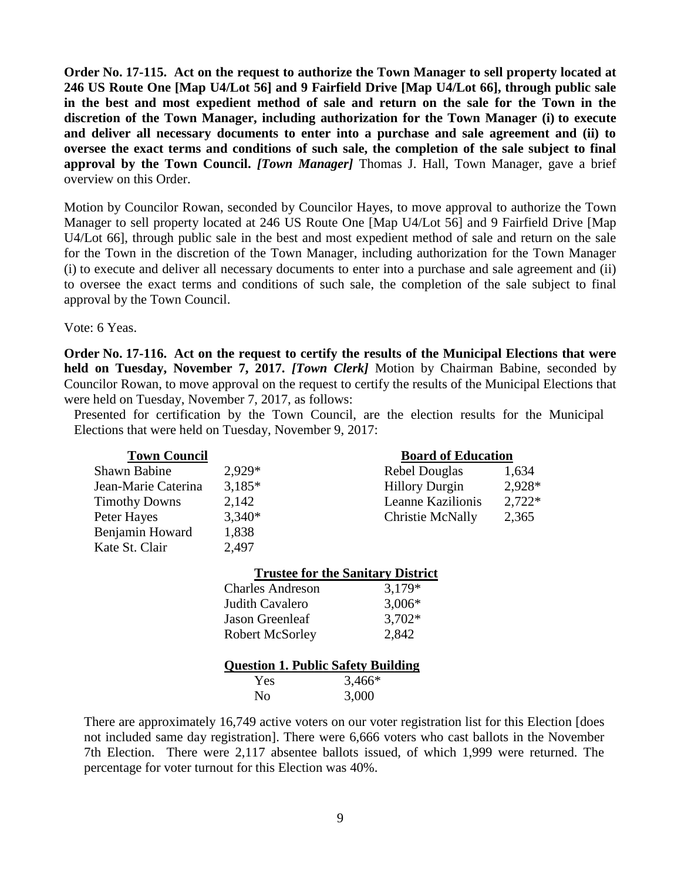**Order No. 17-115. Act on the request to authorize the Town Manager to sell property located at 246 US Route One [Map U4/Lot 56] and 9 Fairfield Drive [Map U4/Lot 66], through public sale in the best and most expedient method of sale and return on the sale for the Town in the discretion of the Town Manager, including authorization for the Town Manager (i) to execute and deliver all necessary documents to enter into a purchase and sale agreement and (ii) to oversee the exact terms and conditions of such sale, the completion of the sale subject to final approval by the Town Council.** ***[Town Manager]*** Thomas J. Hall, Town Manager, gave a brief overview on this Order.

Motion by Councilor Rowan, seconded by Councilor Hayes, to move approval to authorize the Town Manager to sell property located at 246 US Route One [Map U4/Lot 56] and 9 Fairfield Drive [Map U4/Lot 66], through public sale in the best and most expedient method of sale and return on the sale for the Town in the discretion of the Town Manager, including authorization for the Town Manager (i) to execute and deliver all necessary documents to enter into a purchase and sale agreement and (ii) to oversee the exact terms and conditions of such sale, the completion of the sale subject to final approval by the Town Council.

Vote: 6 Yeas.

**Order No. 17-116. Act on the request to certify the results of the Municipal Elections that were held on Tuesday, November 7, 2017.** ***[Town Clerk]*** Motion by Chairman Babine, seconded by Councilor Rowan, to move approval on the request to certify the results of the Municipal Elections that were held on Tuesday, November 7, 2017, as follows:

Presented for certification by the Town Council, are the election results for the Municipal Elections that were held on Tuesday, November 9, 2017:

| Town Council | |
|---|---|
| Shawn Babine | 2,929* |
| Jean-Marie Caterina | 3,185* |
| Timothy Downs | 2,142 |
| Peter Hayes | 3,340* |
| Benjamin Howard | 1,838 |
| Kate St. Clair | 2,497 |

| Board of Education | |
|---|---|
| Rebel Douglas | 1,634 |
| Hillory Durgin | 2,928* |
| Leanne Kazilionis | 2,722* |
| Christie McNally | 2,365 |

| Trustee for the Sanitary District | |
|---|---|
| Charles Andreson | 3,179* |
| Judith Cavalero | 3,006* |
| Jason Greenleaf | 3,702* |
| Robert McSorley | 2,842 |

| Question 1. Public Safety Building | |
|---|---|
| Yes | 3,466* |
| No | 3,000 |

There are approximately 16,749 active voters on our voter registration list for this Election [does not included same day registration]. There were 6,666 voters who cast ballots in the November 7th Election. There were 2,117 absentee ballots issued, of which 1,999 were returned. The percentage for voter turnout for this Election was 40%.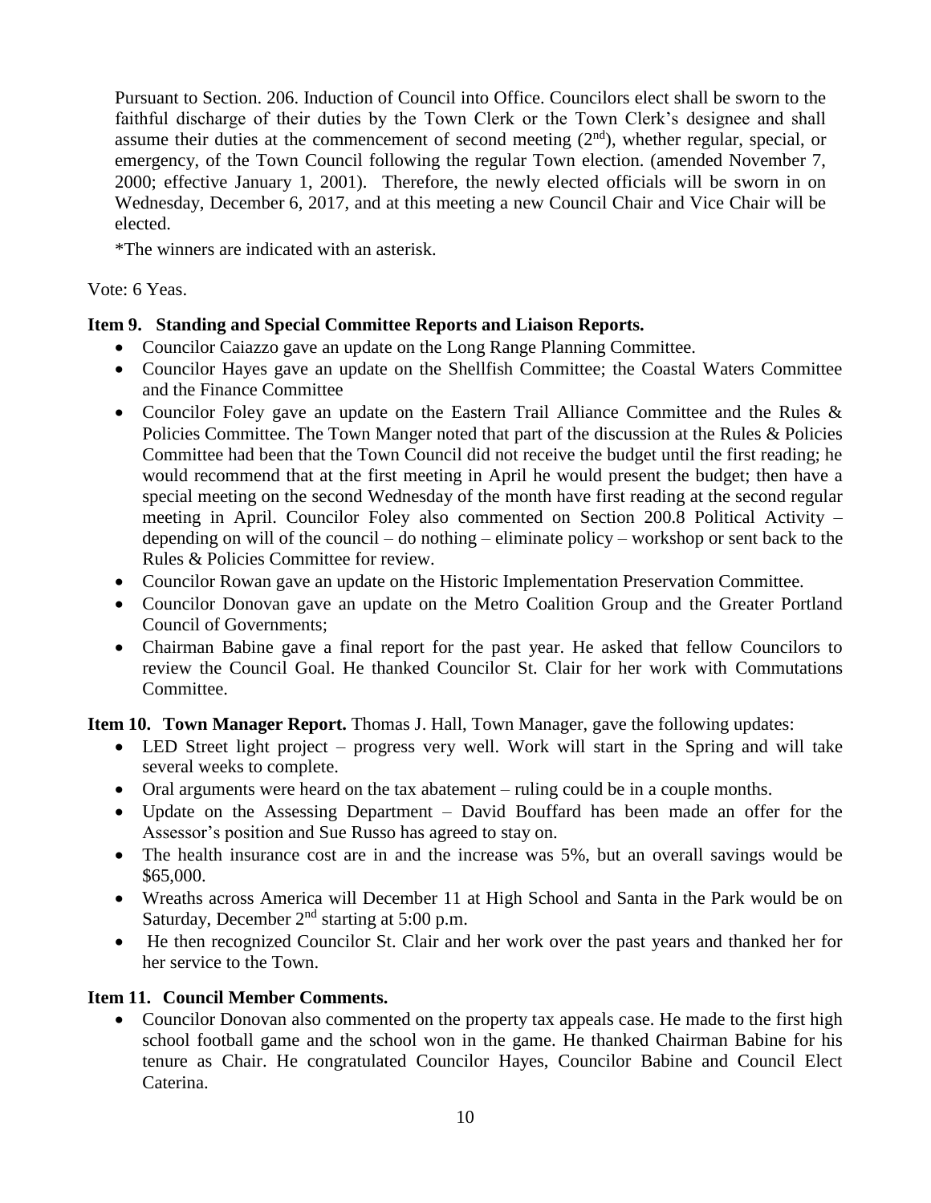Pursuant to Section. 206. Induction of Council into Office. Councilors elect shall be sworn to the faithful discharge of their duties by the Town Clerk or the Town Clerk's designee and shall assume their duties at the commencement of second meeting (2nd), whether regular, special, or emergency, of the Town Council following the regular Town election. (amended November 7, 2000; effective January 1, 2001). Therefore, the newly elected officials will be sworn in on Wednesday, December 6, 2017, and at this meeting a new Council Chair and Vice Chair will be elected.

*The winners are indicated with an asterisk.

Vote: 6 Yeas.

**Item 9. Standing and Special Committee Reports and Liaison Reports.**

- Councilor Caiazzo gave an update on the Long Range Planning Committee.
- Councilor Hayes gave an update on the Shellfish Committee; the Coastal Waters Committee and the Finance Committee
- Councilor Foley gave an update on the Eastern Trail Alliance Committee and the Rules & Policies Committee. The Town Manger noted that part of the discussion at the Rules & Policies Committee had been that the Town Council did not receive the budget until the first reading; he would recommend that at the first meeting in April he would present the budget; then have a special meeting on the second Wednesday of the month have first reading at the second regular meeting in April. Councilor Foley also commented on Section 200.8 Political Activity – depending on will of the council – do nothing – eliminate policy – workshop or sent back to the Rules & Policies Committee for review.
- Councilor Rowan gave an update on the Historic Implementation Preservation Committee.
- Councilor Donovan gave an update on the Metro Coalition Group and the Greater Portland Council of Governments;
- Chairman Babine gave a final report for the past year. He asked that fellow Councilors to review the Council Goal. He thanked Councilor St. Clair for her work with Commutations Committee.

**Item 10. Town Manager Report.** Thomas J. Hall, Town Manager, gave the following updates:

- LED Street light project – progress very well. Work will start in the Spring and will take several weeks to complete.
- Oral arguments were heard on the tax abatement – ruling could be in a couple months.
- Update on the Assessing Department – David Bouffard has been made an offer for the Assessor's position and Sue Russo has agreed to stay on.
- The health insurance cost are in and the increase was 5%, but an overall savings would be $65,000.
- Wreaths across America will December 11 at High School and Santa in the Park would be on Saturday, December 2nd starting at 5:00 p.m.
- He then recognized Councilor St. Clair and her work over the past years and thanked her for her service to the Town.

**Item 11. Council Member Comments.**

- Councilor Donovan also commented on the property tax appeals case. He made to the first high school football game and the school won in the game. He thanked Chairman Babine for his tenure as Chair. He congratulated Councilor Hayes, Councilor Babine and Council Elect Caterina.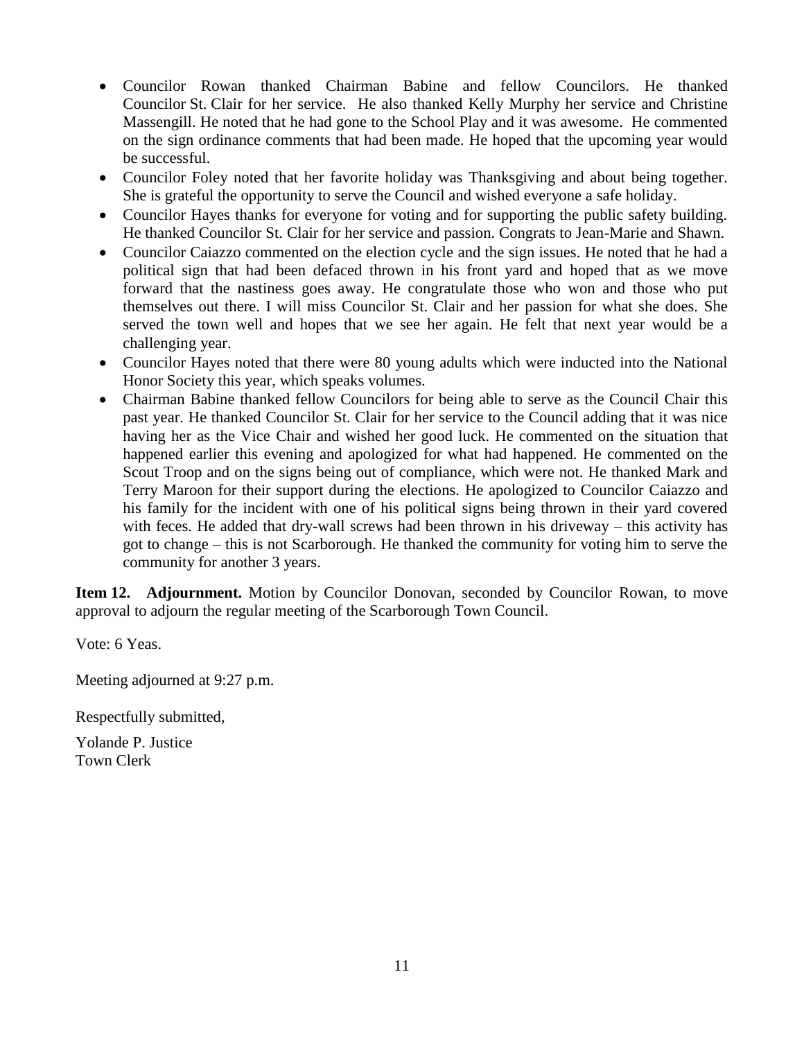- Councilor Rowan thanked Chairman Babine and fellow Councilors. He thanked Councilor St. Clair for her service. He also thanked Kelly Murphy her service and Christine Massengill. He noted that he had gone to the School Play and it was awesome. He commented on the sign ordinance comments that had been made. He hoped that the upcoming year would be successful.
- Councilor Foley noted that her favorite holiday was Thanksgiving and about being together. She is grateful the opportunity to serve the Council and wished everyone a safe holiday.
- Councilor Hayes thanks for everyone for voting and for supporting the public safety building. He thanked Councilor St. Clair for her service and passion. Congrats to Jean-Marie and Shawn.
- Councilor Caiazzo commented on the election cycle and the sign issues. He noted that he had a political sign that had been defaced thrown in his front yard and hoped that as we move forward that the nastiness goes away. He congratulate those who won and those who put themselves out there. I will miss Councilor St. Clair and her passion for what she does. She served the town well and hopes that we see her again. He felt that next year would be a challenging year.
- Councilor Hayes noted that there were 80 young adults which were inducted into the National Honor Society this year, which speaks volumes.
- Chairman Babine thanked fellow Councilors for being able to serve as the Council Chair this past year. He thanked Councilor St. Clair for her service to the Council adding that it was nice having her as the Vice Chair and wished her good luck. He commented on the situation that happened earlier this evening and apologized for what had happened. He commented on the Scout Troop and on the signs being out of compliance, which were not. He thanked Mark and Terry Maroon for their support during the elections. He apologized to Councilor Caiazzo and his family for the incident with one of his political signs being thrown in their yard covered with feces. He added that dry-wall screws had been thrown in his driveway – this activity has got to change – this is not Scarborough. He thanked the community for voting him to serve the community for another 3 years.

**Item 12. Adjournment.** Motion by Councilor Donovan, seconded by Councilor Rowan, to move approval to adjourn the regular meeting of the Scarborough Town Council.

Vote: 6 Yeas.

Meeting adjourned at 9:27 p.m.

Respectfully submitted,

Yolande P. Justice
Town Clerk